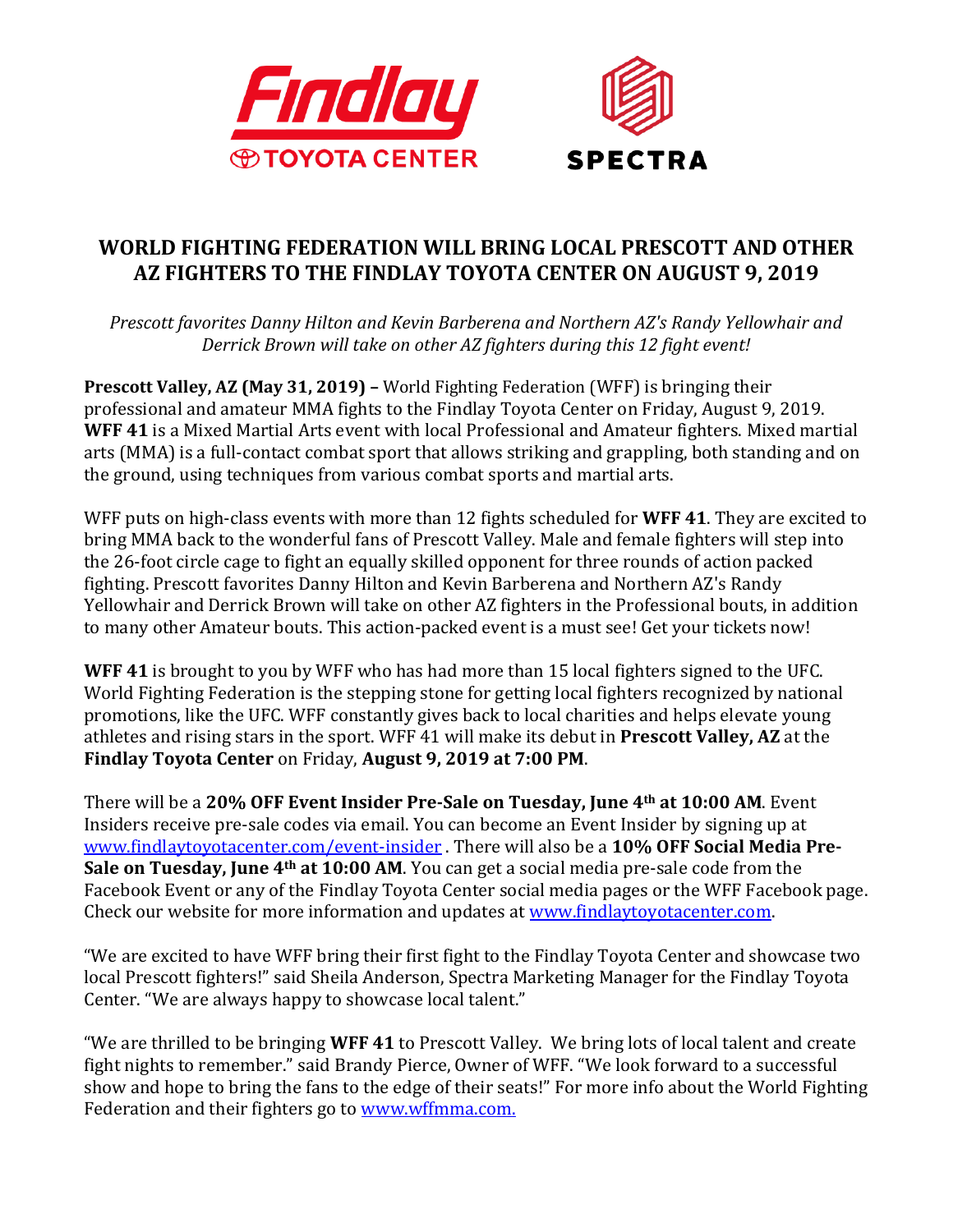# WORLD FIGHTING FEDERATION WILL BRING LOCAL PRESCOTT AND OTHER AZ FIGHTERS TO THE FINDLAY TOYOTA CENTER ON AUGUST 9, 2019

*Prescott favorites Danny Hilton and Kevin Barberena and Northern AZ's Randy Yellowhair and Derrick Brown will take on other AZ fighters during this 12 fight event!*

**Prescott Valley, AZ (May 31, 2019) –** World Fighting Federation (WFF) is bringing their professional and amateur MMA fights to the Findlay Toyota Center on Friday, August 9, 2019. **WFF 41** is a Mixed Martial Arts event with local Professional and Amateur fighters. Mixed martial arts (MMA) is a full-contact combat sport that allows striking and grappling, both standing and on the ground, using techniques from various combat sports and martial arts.

WFF puts on high-class events with more than 12 fights scheduled for **WFF 41**. They are excited to bring MMA back to the wonderful fans of Prescott Valley. Male and female fighters will step into the 26-foot circle cage to fight an equally skilled opponent for three rounds of action packed fighting. Prescott favorites Danny Hilton and Kevin Barberena and Northern AZ's Randy Yellowhair and Derrick Brown will take on other AZ fighters in the Professional bouts, in addition to many other Amateur bouts. This action-packed event is a must see! Get your tickets now!

**WFF 41** is brought to you by WFF who has had more than 15 local fighters signed to the UFC. World Fighting Federation is the stepping stone for getting local fighters recognized by national promotions, like the UFC. WFF constantly gives back to local charities and helps elevate young athletes and rising stars in the sport. WFF 41 will make its debut in **Prescott Valley, AZ** at the **Findlay Toyota Center** on Friday, **August 9, 2019 at 7:00 PM**.

There will be a **20% OFF Event Insider Pre-Sale on Tuesday, June 4th at 10:00 AM**. Event Insiders receive pre-sale codes via email. You can become an Event Insider by signing up at www.findlaytoyotacenter.com/event-insider . There will also be a **10% OFF Social Media Pre-Sale on Tuesday, June 4th at 10:00 AM**. You can get a social media pre-sale code from the Facebook Event or any of the Findlay Toyota Center social media pages or the WFF Facebook page. Check our website for more information and updates at www.findlaytoyotacenter.com.

"We are excited to have WFF bring their first fight to the Findlay Toyota Center and showcase two local Prescott fighters!" said Sheila Anderson, Spectra Marketing Manager for the Findlay Toyota Center. "We are always happy to showcase local talent."

"We are thrilled to be bringing **WFF 41** to Prescott Valley. We bring lots of local talent and create fight nights to remember." said Brandy Pierce, Owner of WFF. "We look forward to a successful show and hope to bring the fans to the edge of their seats!" For more info about the World Fighting Federation and their fighters go to www.wffmma.com.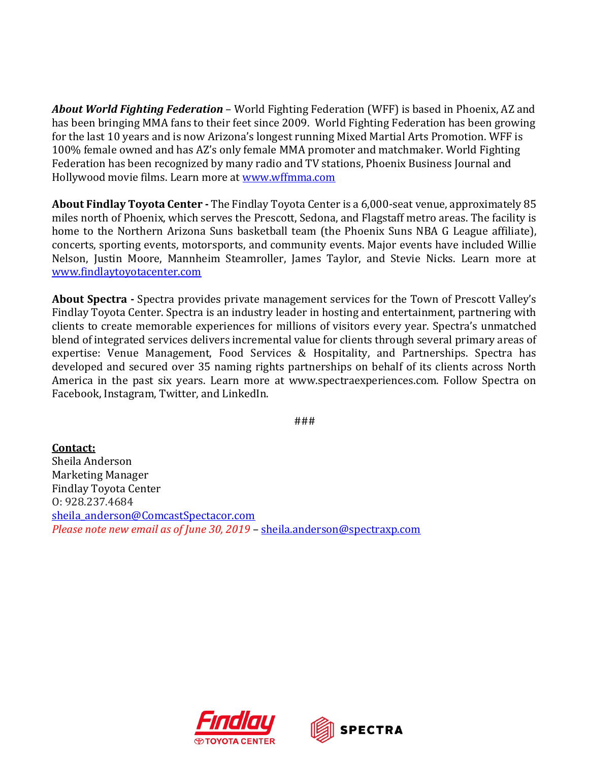***About World Fighting Federation*** – World Fighting Federation (WFF) is based in Phoenix, AZ and has been bringing MMA fans to their feet since 2009. World Fighting Federation has been growing for the last 10 years and is now Arizona's longest running Mixed Martial Arts Promotion. WFF is 100% female owned and has AZ's only female MMA promoter and matchmaker. World Fighting Federation has been recognized by many radio and TV stations, Phoenix Business Journal and Hollywood movie films. Learn more at [www.wffmma.com](http://www.wffmma.com)

**About Findlay Toyota Center -** The Findlay Toyota Center is a 6,000-seat venue, approximately 85 miles north of Phoenix, which serves the Prescott, Sedona, and Flagstaff metro areas. The facility is home to the Northern Arizona Suns basketball team (the Phoenix Suns NBA G League affiliate), concerts, sporting events, motorsports, and community events. Major events have included Willie Nelson, Justin Moore, Mannheim Steamroller, James Taylor, and Stevie Nicks. Learn more at [www.findlaytoyotacenter.com](http://www.findlaytoyotacenter.com)

**About Spectra -** Spectra provides private management services for the Town of Prescott Valley's Findlay Toyota Center. Spectra is an industry leader in hosting and entertainment, partnering with clients to create memorable experiences for millions of visitors every year. Spectra's unmatched blend of integrated services delivers incremental value for clients through several primary areas of expertise: Venue Management, Food Services & Hospitality, and Partnerships. Spectra has developed and secured over 35 naming rights partnerships on behalf of its clients across North America in the past six years. Learn more at www.spectraexperiences.com. Follow Spectra on Facebook, Instagram, Twitter, and LinkedIn.

###

**Contact:**
Sheila Anderson
Marketing Manager
Findlay Toyota Center
O: 928.237.4684
[sheila_anderson@ComcastSpectacor.com](mailto:sheila_anderson@ComcastSpectacor.com)
*Please note new email as of June 30, 2019* – [sheila.anderson@spectraxp.com](mailto:sheila.anderson@spectraxp.com)

Findlay TOYOTA CENTER

SPECTRA